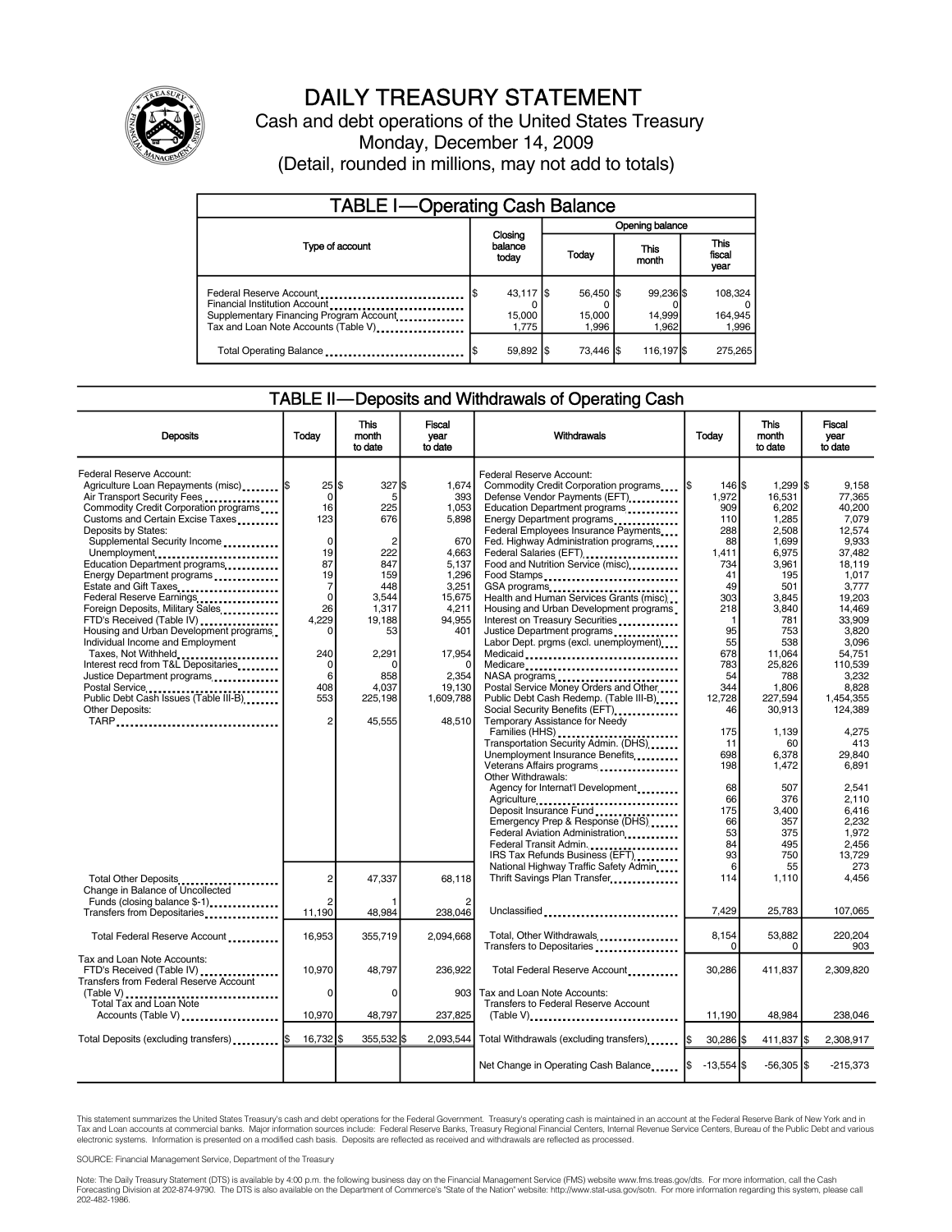# DAILY TREASURY STATEMENT

Cash and debt operations of the United States Treasury

Monday, December 14, 2009

(Detail, rounded in millions, may not add to totals)

## TABLE I—Operating Cash Balance

| Type of account | Closing balance today | Opening balance Today | Opening balance This month | Opening balance This fiscal year |
|---|---|---|---|---|
| Federal Reserve Account | $ 43,117 | $ 56,450 | $ 99,236 | $ 108,324 |
| Financial Institution Account | 0 | 0 | 0 | 0 |
| Supplementary Financing Program Account | 15,000 | 15,000 | 14,999 | 164,945 |
| Tax and Loan Note Accounts (Table V) | 1,775 | 1,996 | 1,962 | 1,996 |
| Total Operating Balance | $ 59,892 | $ 73,446 | $ 116,197 | $ 275,265 |

## TABLE II—Deposits and Withdrawals of Operating Cash

| Deposits | Today | This month to date | Fiscal year to date |
|---|---|---|---|
| Federal Reserve Account: | | | |
| Agriculture Loan Repayments (misc) | $ 25 | $ 327 | $ 1,674 |
| Air Transport Security Fees | 0 | 5 | 393 |
| Commodity Credit Corporation programs | 16 | 225 | 1,053 |
| Customs and Certain Excise Taxes | 123 | 676 | 5,898 |
| Deposits by States: | | | |
| Supplemental Security Income | 0 | 2 | 670 |
| Unemployment | 19 | 222 | 4,663 |
| Education Department programs | 87 | 847 | 5,137 |
| Energy Department programs | 19 | 159 | 1,296 |
| Estate and Gift Taxes | 7 | 448 | 3,251 |
| Federal Reserve Earnings | 0 | 3,544 | 15,675 |
| Foreign Deposits, Military Sales | 26 | 1,317 | 4,211 |
| FTD's Received (Table IV) | 4,229 | 19,188 | 94,955 |
| Housing and Urban Development programs | 0 | 53 | 401 |
| Individual Income and Employment Taxes, Not Withheld | 240 | 2,291 | 17,954 |
| Interest recd from T&L Depositaries | 0 | 0 | 0 |
| Justice Department programs | 6 | 858 | 2,354 |
| Postal Service | 408 | 4,037 | 19,130 |
| Public Debt Cash Issues (Table III-B) | 553 | 225,198 | 1,609,788 |
| Other Deposits: | | | |
| TARP | 2 | 45,555 | 48,510 |
| Total Other Deposits | 2 | 47,337 | 68,118 |
| Change in Balance of Uncollected Funds (closing balance $-1) | 2 | 1 | 2 |
| Transfers from Depositaries | 11,190 | 48,984 | 238,046 |
| Total Federal Reserve Account | 16,953 | 355,719 | 2,094,668 |
| Tax and Loan Note Accounts: | | | |
| FTD's Received (Table IV) | 10,970 | 48,797 | 236,922 |
| Transfers from Federal Reserve Account (Table V) | 0 | 0 | 903 |
| Total Tax and Loan Note Accounts (Table V) | 10,970 | 48,797 | 237,825 |
| Total Deposits (excluding transfers) | $ 16,732 | $ 355,532 | $ 2,093,544 |

| Withdrawals | Today | This month to date | Fiscal year to date |
|---|---|---|---|
| Federal Reserve Account: | | | |
| Commodity Credit Corporation programs | $ 146 | $ 1,299 | $ 9,158 |
| Defense Vendor Payments (EFT) | 1,972 | 16,531 | 77,365 |
| Education Department programs | 909 | 6,202 | 40,200 |
| Energy Department programs | 110 | 1,285 | 7,079 |
| Federal Employees Insurance Payments | 288 | 2,508 | 12,574 |
| Fed. Highway Administration programs | 88 | 1,699 | 9,933 |
| Federal Salaries (EFT) | 1,411 | 6,975 | 37,482 |
| Food and Nutrition Service (misc) | 734 | 3,961 | 18,119 |
| Food Stamps | 41 | 195 | 1,017 |
| GSA programs | 49 | 501 | 3,777 |
| Health and Human Services Grants (misc) | 303 | 3,845 | 19,203 |
| Housing and Urban Development programs | 218 | 3,840 | 14,469 |
| Interest on Treasury Securities | 1 | 781 | 33,909 |
| Justice Department programs | 95 | 753 | 3,820 |
| Labor Dept. prgms (excl. unemployment) | 55 | 538 | 3,096 |
| Medicaid | 678 | 11,064 | 54,751 |
| Medicare | 783 | 25,826 | 110,539 |
| NASA programs | 54 | 788 | 3,232 |
| Postal Service Money Orders and Other | 344 | 1,806 | 8,828 |
| Public Debt Cash Redemp. (Table III-B) | 12,728 | 227,594 | 1,454,355 |
| Social Security Benefits (EFT) | 46 | 30,913 | 124,389 |
| Temporary Assistance for Needy Families (HHS) | 175 | 1,139 | 4,275 |
| Transportation Security Admin. (DHS) | 11 | 60 | 413 |
| Unemployment Insurance Benefits | 698 | 6,378 | 29,840 |
| Veterans Affairs programs | 198 | 1,472 | 6,891 |
| Other Withdrawals: | | | |
| Agency for Internat'l Development | 68 | 507 | 2,541 |
| Agriculture | 66 | 376 | 2,110 |
| Deposit Insurance Fund | 175 | 3,400 | 6,416 |
| Emergency Prep & Response (DHS) | 66 | 357 | 2,232 |
| Federal Aviation Administration | 53 | 375 | 1,972 |
| Federal Transit Admin. | 84 | 495 | 2,456 |
| IRS Tax Refunds Business (EFT) | 93 | 750 | 13,729 |
| National Highway Traffic Safety Admin | 6 | 55 | 273 |
| Thrift Savings Plan Transfer | 114 | 1,110 | 4,456 |
| Unclassified | 7,429 | 25,783 | 107,065 |
| Total, Other Withdrawals | 8,154 | 53,882 | 220,204 |
| Transfers to Depositaries | 0 | 0 | 903 |
| Total Federal Reserve Account | 30,286 | 411,837 | 2,309,820 |
| Tax and Loan Note Accounts: | | | |
| Transfers to Federal Reserve Account (Table V) | 11,190 | 48,984 | 238,046 |
| Total Withdrawals (excluding transfers) | $ 30,286 | $ 411,837 | $ 2,308,917 |
| Net Change in Operating Cash Balance | $ -13,554 | $ -56,305 | $ -215,373 |

This statement summarizes the United States Treasury's cash and debt operations for the Federal Government. Treasury's operating cash is maintained in an account at the Federal Reserve Bank of New York and in Tax and Loan accounts at commercial banks. Major information sources include: Federal Reserve Banks, Treasury Regional Financial Centers, Internal Revenue Service Centers, Bureau of the Public Debt and various electronic systems. Information is presented on a modified cash basis. Deposits are reflected as received and withdrawals are reflected as processed.

SOURCE: Financial Management Service, Department of the Treasury

Note: The Daily Treasury Statement (DTS) is available by 4:00 p.m. the following business day on the Financial Management Service (FMS) website www.fms.treas.gov/dts. For more information, call the Cash Forecasting Division at 202-874-9790. The DTS is also available on the Department of Commerce's "State of the Nation" website: http://www.stat-usa.gov/sotn. For more information regarding this system, please call 202-482-1986.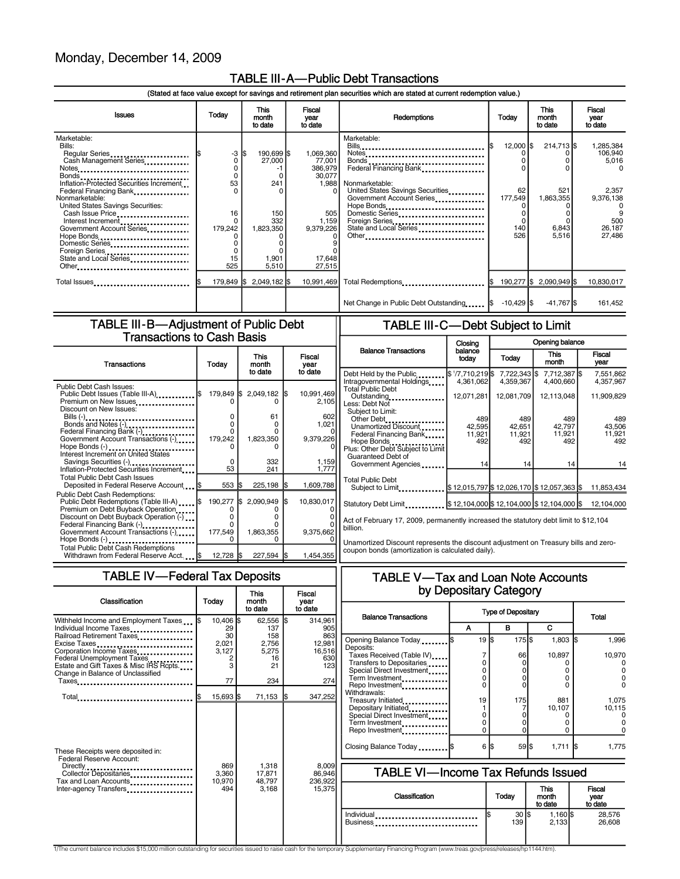Monday, December 14, 2009

## TABLE III-A—Public Debt Transactions

(Stated at face value except for savings and retirement plan securities which are stated at current redemption value.)

| Issues | Today | This month to date | Fiscal year to date |
|---|---|---|---|
| Marketable: | | | |
| Bills: | | | |
| Regular Series | $ -3 | $ 190,699 | $ 1,069,360 |
| Cash Management Series | 0 | 27,000 | 77,001 |
| Notes | 0 | -1 | 386,979 |
| Bonds | 0 | 0 | 30,077 |
| Inflation-Protected Securities Increment | 53 | 241 | 1,988 |
| Federal Financing Bank | 0 | 0 | 0 |
| Nonmarketable: | | | |
| United States Savings Securities: | | | |
| Cash Issue Price | 16 | 150 | 505 |
| Interest Increment | 0 | 332 | 1,159 |
| Government Account Series | 179,242 | 1,823,350 | 9,379,226 |
| Hope Bonds | 0 | 0 | 0 |
| Domestic Series | 0 | 0 | 9 |
| Foreign Series | 0 | 0 | 0 |
| State and Local Series | 15 | 1,901 | 17,648 |
| Other | 525 | 5,510 | 27,515 |
| Total Issues | $ 179,849 | $ 2,049,182 | $ 10,991,469 |

| Redemptions | Today | This month to date | Fiscal year to date |
|---|---|---|---|
| Marketable: | | | |
| Bills | $ 12,000 | $ 214,713 | $ 1,285,384 |
| Notes | 0 | 0 | 106,940 |
| Bonds | 0 | 0 | 5,016 |
| Federal Financing Bank | 0 | 0 | 0 |
| Nonmarketable: | | | |
| United States Savings Securities | 62 | 521 | 2,357 |
| Government Account Series | 177,549 | 1,863,355 | 9,376,138 |
| Hope Bonds | 0 | 0 | 0 |
| Domestic Series | 0 | 0 | 9 |
| Foreign Series | 0 | 0 | 500 |
| State and Local Series | 140 | 6,843 | 26,187 |
| Other | 526 | 5,516 | 27,486 |
| Total Redemptions | $ 190,277 | $ 2,090,949 | $ 10,830,017 |
| Net Change in Public Debt Outstanding | $ -10,429 | $ -41,767 | $ 161,452 |

## TABLE III-B—Adjustment of Public Debt Transactions to Cash Basis

| Transactions | Today | This month to date | Fiscal year to date |
|---|---|---|---|
| Public Debt Cash Issues: | | | |
| Public Debt Issues (Table III-A) | $ 179,849 | $ 2,049,182 | $ 10,991,469 |
| Premium on New Issues | 0 | 0 | 2,105 |
| Discount on New Issues: | | | |
| Bills (-) | 0 | 61 | 602 |
| Bonds and Notes (-) | 0 | 0 | 1,021 |
| Federal Financing Bank (-) | 0 | 0 | 0 |
| Government Account Transactions (-) | 179,242 | 1,823,350 | 9,379,226 |
| Hope Bonds (-) | 0 | 0 | 0 |
| Interest Increment on United States Savings Securities (-) | 0 | 332 | 1,159 |
| Inflation-Protected Securities Increment | 53 | 241 | 1,777 |
| Total Public Debt Cash Issues Deposited in Federal Reserve Account | $ 553 | $ 225,198 | $ 1,609,788 |
| Public Debt Cash Redemptions: | | | |
| Public Debt Redemptions (Table III-A) | $ 190,277 | $ 2,090,949 | $ 10,830,017 |
| Premium on Debt Buyback Operation | 0 | 0 | 0 |
| Discount on Debt Buyback Operation (-) | 0 | 0 | 0 |
| Federal Financing Bank (-) | 0 | 0 | 0 |
| Government Account Transactions (-) | 177,549 | 1,863,355 | 9,375,662 |
| Hope Bonds (-) | 0 | 0 | 0 |
| Total Public Debt Cash Redemptions Withdrawn from Federal Reserve Acct. | $ 12,728 | $ 227,594 | $ 1,454,355 |

## TABLE III-C—Debt Subject to Limit

| Balance Transactions | Closing balance today | Opening balance Today | Opening balance This month | Opening balance Fiscal year |
|---|---|---|---|---|
| Debt Held by the Public | $ [1]7,710,219 | $ 7,722,343 | $ 7,712,387 | $ 7,551,862 |
| Intragovernmental Holdings | 4,361,062 | 4,359,367 | 4,400,660 | 4,357,967 |
| Total Public Debt Outstanding | 12,071,281 | 12,081,709 | 12,113,048 | 11,909,829 |
| Less: Debt Not Subject to Limit: | | | | |
| Other Debt | 489 | 489 | 489 | 489 |
| Unamortized Discount | 42,595 | 42,651 | 42,797 | 43,506 |
| Federal Financing Bank | 11,921 | 11,921 | 11,921 | 11,921 |
| Hope Bonds | 492 | 492 | 492 | 492 |
| Plus: Other Debt Subject to Limit | | | | |
| Guaranteed Debt of Government Agencies | 14 | 14 | 14 | 14 |
| Total Public Debt Subject to Limit | $ 12,015,797 | $ 12,026,170 | $ 12,057,363 | $ 11,853,434 |
| Statutory Debt Limit | $ 12,104,000 | $ 12,104,000 | $ 12,104,000 | $ 12,104,000 |

Act of February 17, 2009, permanently increased the statutory debt limit to $12,104 billion.

Unamortized Discount represents the discount adjustment on Treasury bills and zero-coupon bonds (amortization is calculated daily).

## TABLE IV—Federal Tax Deposits

| Classification | Today | This month to date | Fiscal year to date |
|---|---|---|---|
| Withheld Income and Employment Taxes | $ 10,406 | $ 62,556 | $ 314,961 |
| Individual Income Taxes | 29 | 137 | 905 |
| Railroad Retirement Taxes | 30 | 158 | 863 |
| Excise Taxes | 2,021 | 2,756 | 12,981 |
| Corporation Income Taxes | 3,127 | 5,275 | 16,516 |
| Federal Unemployment Taxes | 2 | 16 | 630 |
| Estate and Gift Taxes & Misc IRS Rcpts. | 3 | 21 | 123 |
| Change in Balance of Unclassified Taxes | 77 | 234 | 274 |
| Total | $ 15,693 | $ 71,153 | $ 347,252 |
| These Receipts were deposited in: | | | |
| Federal Reserve Account: | | | |
| Directly | 869 | 1,318 | 8,009 |
| Collector Depositaries | 3,360 | 17,871 | 86,946 |
| Tax and Loan Accounts | 10,970 | 48,797 | 236,922 |
| Inter-agency Transfers | 494 | 3,168 | 15,375 |

## TABLE V—Tax and Loan Note Accounts by Depositary Category

| Balance Transactions | A | B | C | Total |
|---|---|---|---|---|
| Opening Balance Today | $ 19 | $ 175 | $ 1,803 | $ 1,996 |
| Deposits: | | | | |
| Taxes Received (Table IV) | 7 | 66 | 10,897 | 10,970 |
| Transfers to Depositaries | 0 | 0 | 0 | 0 |
| Special Direct Investment | 0 | 0 | 0 | 0 |
| Term Investment | 0 | 0 | 0 | 0 |
| Repo Investment | 0 | 0 | 0 | 0 |
| Withdrawals: | | | | |
| Treasury Initiated | 19 | 175 | 881 | 1,075 |
| Depositary Initiated | 1 | 7 | 10,107 | 10,115 |
| Special Direct Investment | 0 | 0 | 0 | 0 |
| Term Investment | 0 | 0 | 0 | 0 |
| Repo Investment | 0 | 0 | 0 | 0 |
| Closing Balance Today | $ 6 | $ 59 | $ 1,711 | $ 1,775 |

## TABLE VI—Income Tax Refunds Issued

| Classification | Today | This month to date | Fiscal year to date |
|---|---|---|---|
| Individual | $ 30 | $ 1,160 | $ 28,576 |
| Business | 139 | 2,133 | 26,608 |

[1]/The current balance includes $15,000 million outstanding for securities issued to raise cash for the temporary Supplementary Financing Program (www.treas.gov/press/releases/hp1144.htm).